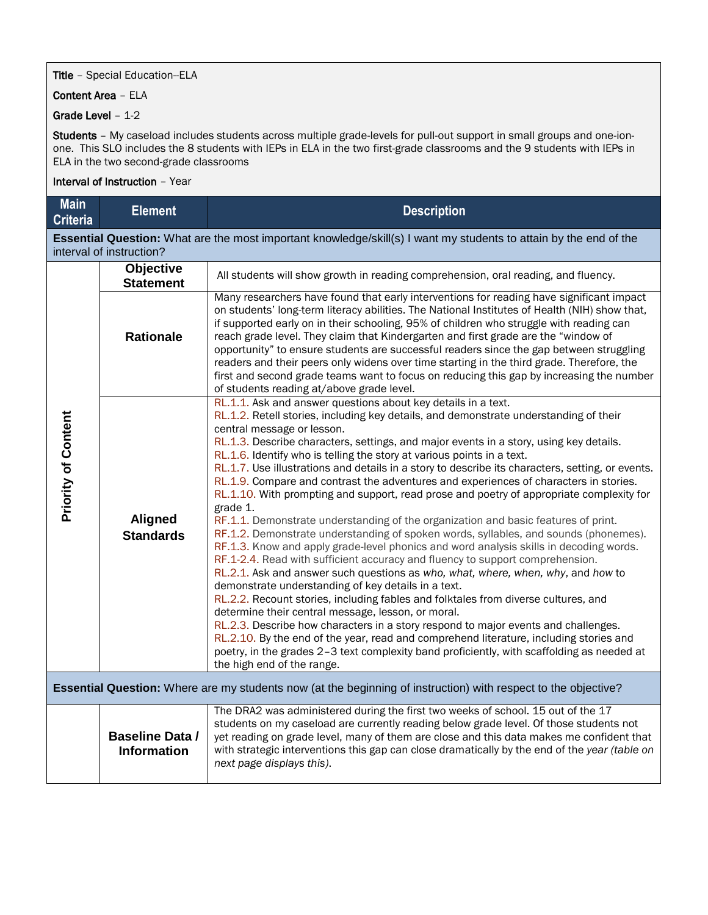**Title** – Special Education--ELA

**Content Area** – ELA

**Grade Level** – 1-2

**Students** – My caseload includes students across multiple grade-levels for pull-out support in small groups and one-ion-one. This SLO includes the 8 students with IEPs in ELA in the two first-grade classrooms and the 9 students with IEPs in ELA in the two second-grade classrooms

**Interval of Instruction** – Year

| Main Criteria | Element | Description |
|---|---|---|
| **Essential Question:** What are the most important knowledge/skill(s) I want my students to attain by the end of the interval of instruction? | | |
| **Priority of Content** | **Objective Statement** | All students will show growth in reading comprehension, oral reading, and fluency. |
| | **Rationale** | Many researchers have found that early interventions for reading have significant impact on students' long-term literacy abilities. The National Institutes of Health (NIH) show that, if supported early on in their schooling, 95% of children who struggle with reading can reach grade level. They claim that Kindergarten and first grade are the "window of opportunity" to ensure students are successful readers since the gap between struggling readers and their peers only widens over time starting in the third grade. Therefore, the first and second grade teams want to focus on reducing this gap by increasing the number of students reading at/above grade level. |
| | **Aligned Standards** | RL.1.1. Ask and answer questions about key details in a text.<br>RL.1.2. Retell stories, including key details, and demonstrate understanding of their central message or lesson.<br>RL.1.3. Describe characters, settings, and major events in a story, using key details.<br>RL.1.6. Identify who is telling the story at various points in a text.<br>RL.1.7. Use illustrations and details in a story to describe its characters, setting, or events.<br>RL.1.9. Compare and contrast the adventures and experiences of characters in stories.<br>RL.1.10. With prompting and support, read prose and poetry of appropriate complexity for grade 1.<br>RF.1.1. Demonstrate understanding of the organization and basic features of print.<br>RF.1.2. Demonstrate understanding of spoken words, syllables, and sounds (phonemes).<br>RF.1.3. Know and apply grade-level phonics and word analysis skills in decoding words.<br>RF.1-2.4. Read with sufficient accuracy and fluency to support comprehension.<br>RL.2.1. Ask and answer such questions as *who, what, where, when, why*, and *how* to demonstrate understanding of key details in a text.<br>RL.2.2. Recount stories, including fables and folktales from diverse cultures, and determine their central message, lesson, or moral.<br>RL.2.3. Describe how characters in a story respond to major events and challenges.<br>RL.2.10. By the end of the year, read and comprehend literature, including stories and poetry, in the grades 2–3 text complexity band proficiently, with scaffolding as needed at the high end of the range. |
| **Essential Question:** Where are my students now (at the beginning of instruction) with respect to the objective? | | |
| | **Baseline Data / Information** | The DRA2 was administered during the first two weeks of school. 15 out of the 17 students on my caseload are currently reading below grade level. Of those students not yet reading on grade level, many of them are close and this data makes me confident that with strategic interventions this gap can close dramatically by the end of the *year (table on next page displays this).* |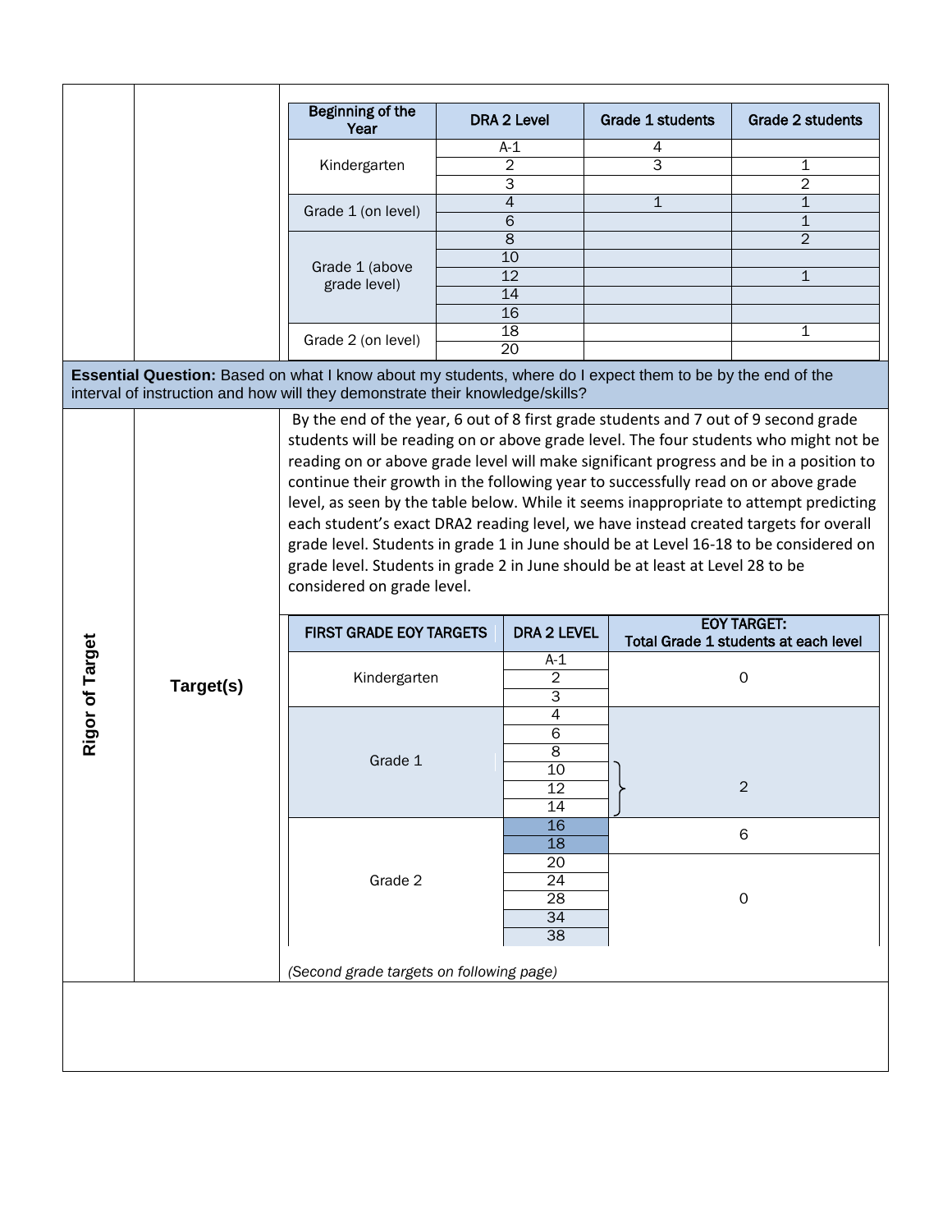| Beginning of the Year | DRA 2 Level | Grade 1 students | Grade 2 students |
|---|---|---|---|
| Kindergarten | A-1 | 4 | |
| | 2 | 3 | 1 |
| | 3 | | 2 |
| Grade 1 (on level) | 4 | 1 | 1 |
| | 6 | | 1 |
| Grade 1 (above grade level) | 8 | | 2 |
| | 10 | | |
| | 12 | | 1 |
| | 14 | | |
| | 16 | | |
| Grade 2 (on level) | 18 | | 1 |
| | 20 | | |

**Essential Question:** Based on what I know about my students, where do I expect them to be by the end of the interval of instruction and how will they demonstrate their knowledge/skills?

**Rigor of Target**

**Target(s)**

By the end of the year, 6 out of 8 first grade students and 7 out of 9 second grade students will be reading on or above grade level. The four students who might not be reading on or above grade level will make significant progress and be in a position to continue their growth in the following year to successfully read on or above grade level, as seen by the table below. While it seems inappropriate to attempt predicting each student's exact DRA2 reading level, we have instead created targets for overall grade level. Students in grade 1 in June should be at Level 16-18 to be considered on grade level. Students in grade 2 in June should be at least at Level 28 to be considered on grade level.

| FIRST GRADE EOY TARGETS | DRA 2 LEVEL | EOY TARGET: Total Grade 1 students at each level |
|---|---|---|
| Kindergarten | A-1 | 0 |
| | 2 | |
| | 3 | |
| Grade 1 | 4 | |
| | 6 | |
| | 8 | |
| | 10 | 2 |
| | 12 | |
| | 14 | |
| Grade 2 | 16 | 6 |
| | 18 | |
| | 20 | 0 |
| | 24 | |
| | 28 | |
| | 34 | |
| | 38 | |

*(Second grade targets on following page)*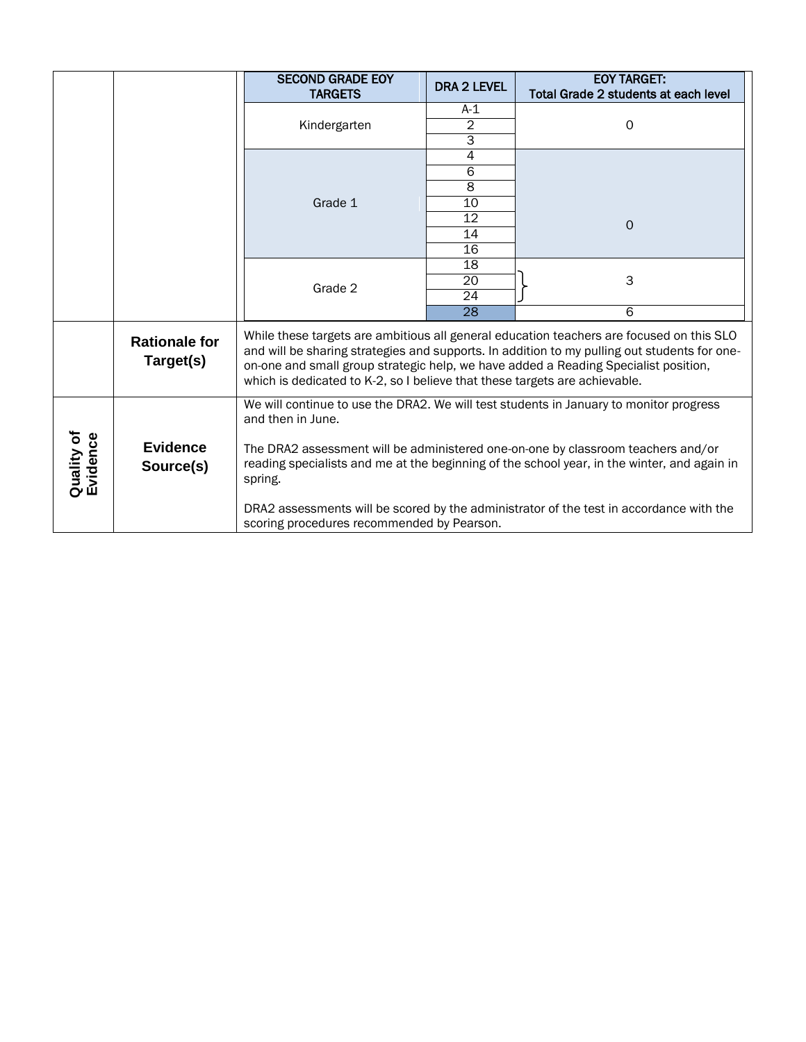| SECOND GRADE EOY TARGETS | DRA 2 LEVEL | EOY TARGET: Total Grade 2 students at each level |
|---|---|---|
| Kindergarten | A-1 | 0 |
| | 2 | |
| | 3 | |
| Grade 1 | 4 | 0 |
| | 6 | |
| | 8 | |
| | 10 | |
| | 12 | |
| | 14 | |
| | 16 | |
| Grade 2 | 18 | 3 |
| | 20 | |
| | 24 | |
| | 28 | 6 |

| | | |
|---|---|---|
| | **Rationale for Target(s)** | While these targets are ambitious all general education teachers are focused on this SLO and will be sharing strategies and supports. In addition to my pulling out students for one-on-one and small group strategic help, we have added a Reading Specialist position, which is dedicated to K-2, so I believe that these targets are achievable. |
| **Quality of Evidence** | **Evidence Source(s)** | We will continue to use the DRA2. We will test students in January to monitor progress and then in June.<br><br>The DRA2 assessment will be administered one-on-one by classroom teachers and/or reading specialists and me at the beginning of the school year, in the winter, and again in spring.<br><br>DRA2 assessments will be scored by the administrator of the test in accordance with the scoring procedures recommended by Pearson. |